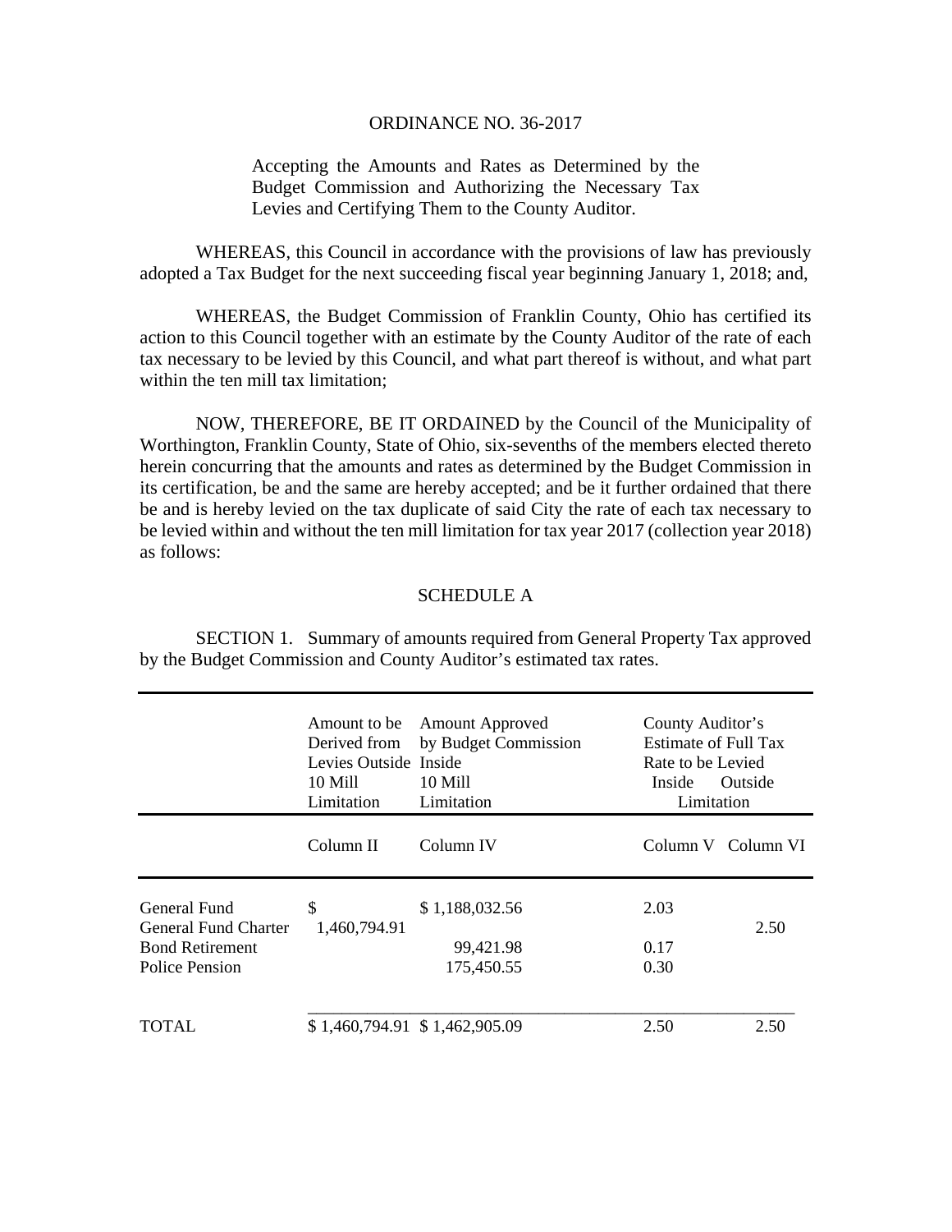ORDINANCE NO. 36-2017

Accepting the Amounts and Rates as Determined by the Budget Commission and Authorizing the Necessary Tax Levies and Certifying Them to the County Auditor.

WHEREAS, this Council in accordance with the provisions of law has previously adopted a Tax Budget for the next succeeding fiscal year beginning January 1, 2018; and,

WHEREAS, the Budget Commission of Franklin County, Ohio has certified its action to this Council together with an estimate by the County Auditor of the rate of each tax necessary to be levied by this Council, and what part thereof is without, and what part within the ten mill tax limitation;

NOW, THEREFORE, BE IT ORDAINED by the Council of the Municipality of Worthington, Franklin County, State of Ohio, six-sevenths of the members elected thereto herein concurring that the amounts and rates as determined by the Budget Commission in its certification, be and the same are hereby accepted; and be it further ordained that there be and is hereby levied on the tax duplicate of said City the rate of each tax necessary to be levied within and without the ten mill limitation for tax year 2017 (collection year 2018) as follows:

SCHEDULE A

SECTION 1. Summary of amounts required from General Property Tax approved by the Budget Commission and County Auditor's estimated tax rates.

| | Amount to be Derived from Levies Outside 10 Mill Limitation | Amount Approved by Budget Commission Inside 10 Mill Limitation | County Auditor's Estimate of Full Tax Rate to be Levied Inside Limitation | Outside Limitation |
|---|---|---|---|---|
| | Column II | Column IV | Column V | Column VI |
| General Fund | | $ 1,188,032.56 | 2.03 | |
| General Fund Charter | $ 1,460,794.91 | | | 2.50 |
| Bond Retirement | | 99,421.98 | 0.17 | |
| Police Pension | | 175,450.55 | 0.30 | |
| TOTAL | $ 1,460,794.91 | $ 1,462,905.09 | 2.50 | 2.50 |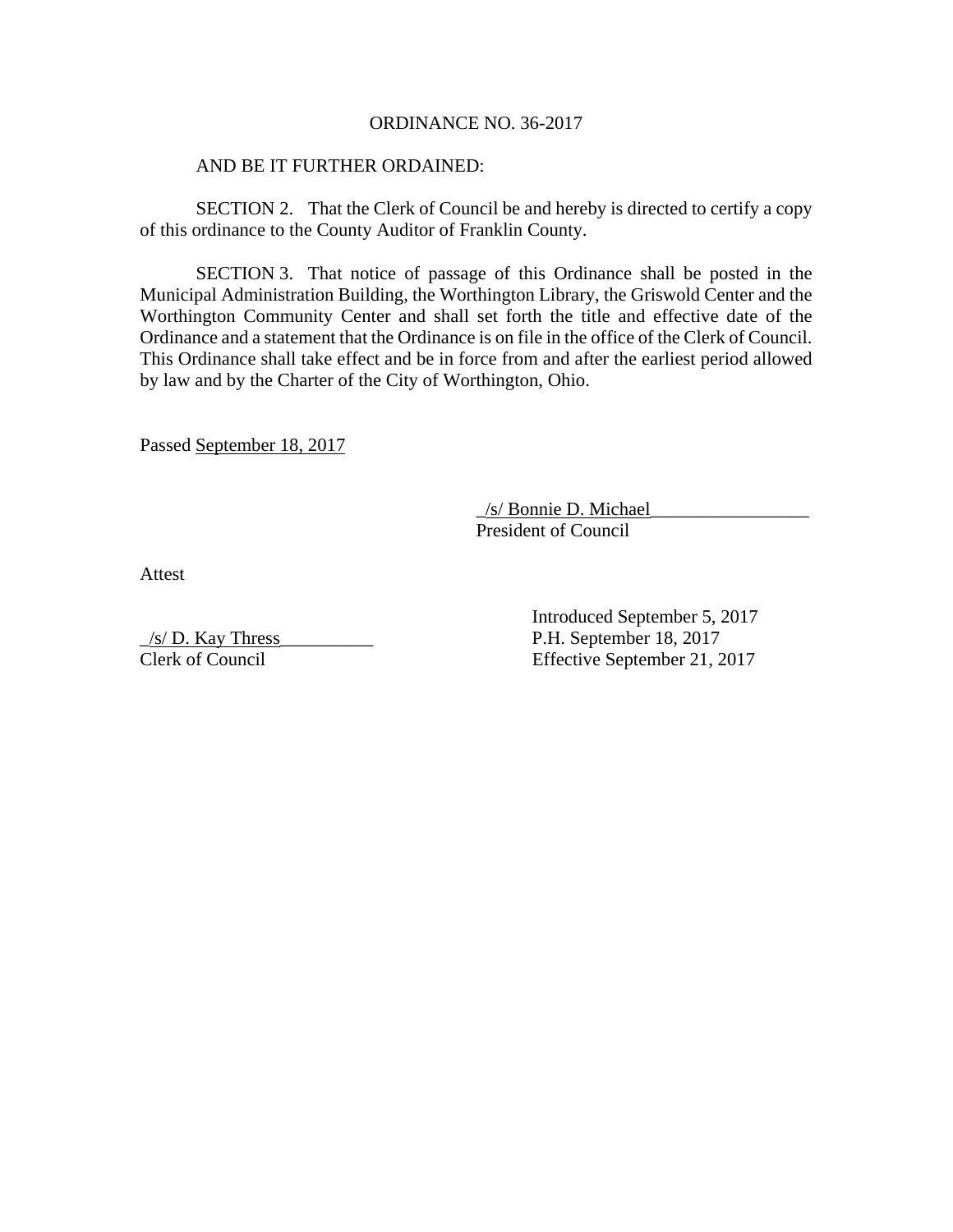ORDINANCE NO. 36-2017

AND BE IT FURTHER ORDAINED:

SECTION 2. That the Clerk of Council be and hereby is directed to certify a copy of this ordinance to the County Auditor of Franklin County.

SECTION 3. That notice of passage of this Ordinance shall be posted in the Municipal Administration Building, the Worthington Library, the Griswold Center and the Worthington Community Center and shall set forth the title and effective date of the Ordinance and a statement that the Ordinance is on file in the office of the Clerk of Council. This Ordinance shall take effect and be in force from and after the earliest period allowed by law and by the Charter of the City of Worthington, Ohio.

Passed September 18, 2017

_/s/ Bonnie D. Michael_________________
President of Council

Attest

_/s/ D. Kay Thress__________
Clerk of Council

Introduced September 5, 2017
P.H. September 18, 2017
Effective September 21, 2017